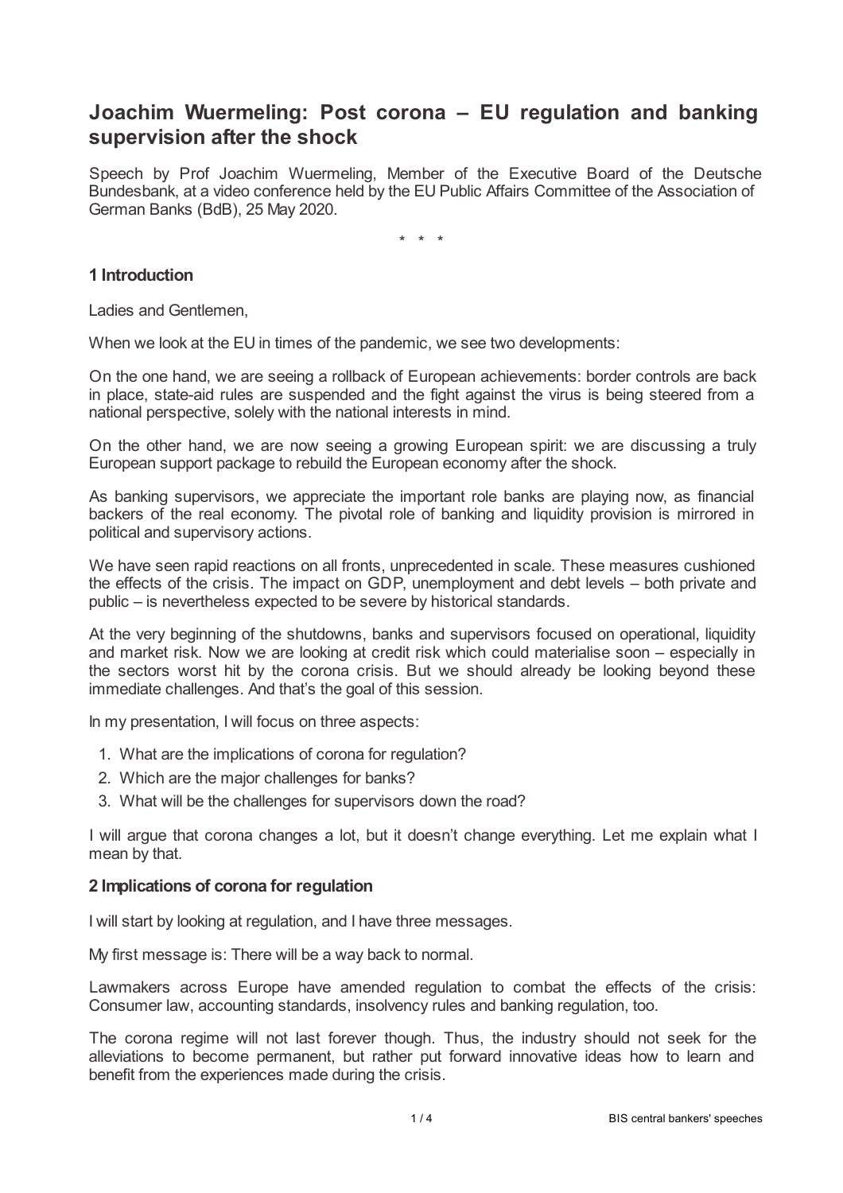# Joachim Wuermeling: Post corona – EU regulation and banking supervision after the shock

Speech by Prof Joachim Wuermeling, Member of the Executive Board of the Deutsche Bundesbank, at a video conference held by the EU Public Affairs Committee of the Association of German Banks (BdB), 25 May 2020.

\* \* \*

## 1 Introduction

Ladies and Gentlemen,

When we look at the EU in times of the pandemic, we see two developments:

On the one hand, we are seeing a rollback of European achievements: border controls are back in place, state-aid rules are suspended and the fight against the virus is being steered from a national perspective, solely with the national interests in mind.

On the other hand, we are now seeing a growing European spirit: we are discussing a truly European support package to rebuild the European economy after the shock.

As banking supervisors, we appreciate the important role banks are playing now, as financial backers of the real economy. The pivotal role of banking and liquidity provision is mirrored in political and supervisory actions.

We have seen rapid reactions on all fronts, unprecedented in scale. These measures cushioned the effects of the crisis. The impact on GDP, unemployment and debt levels – both private and public – is nevertheless expected to be severe by historical standards.

At the very beginning of the shutdowns, banks and supervisors focused on operational, liquidity and market risk. Now we are looking at credit risk which could materialise soon – especially in the sectors worst hit by the corona crisis. But we should already be looking beyond these immediate challenges. And that's the goal of this session.

In my presentation, I will focus on three aspects:

1. What are the implications of corona for regulation?
2. Which are the major challenges for banks?
3. What will be the challenges for supervisors down the road?

I will argue that corona changes a lot, but it doesn't change everything. Let me explain what I mean by that.

## 2 Implications of corona for regulation

I will start by looking at regulation, and I have three messages.

My first message is: There will be a way back to normal.

Lawmakers across Europe have amended regulation to combat the effects of the crisis: Consumer law, accounting standards, insolvency rules and banking regulation, too.

The corona regime will not last forever though. Thus, the industry should not seek for the alleviations to become permanent, but rather put forward innovative ideas how to learn and benefit from the experiences made during the crisis.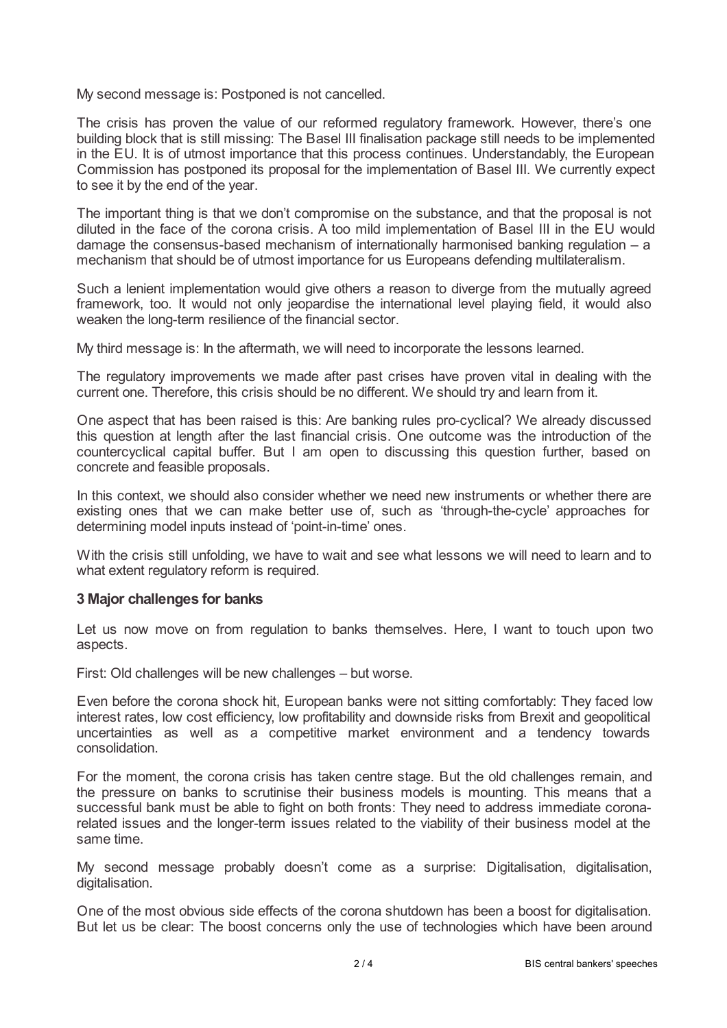My second message is: Postponed is not cancelled.

The crisis has proven the value of our reformed regulatory framework. However, there's one building block that is still missing: The Basel III finalisation package still needs to be implemented in the EU. It is of utmost importance that this process continues. Understandably, the European Commission has postponed its proposal for the implementation of Basel III. We currently expect to see it by the end of the year.

The important thing is that we don't compromise on the substance, and that the proposal is not diluted in the face of the corona crisis. A too mild implementation of Basel III in the EU would damage the consensus-based mechanism of internationally harmonised banking regulation – a mechanism that should be of utmost importance for us Europeans defending multilateralism.

Such a lenient implementation would give others a reason to diverge from the mutually agreed framework, too. It would not only jeopardise the international level playing field, it would also weaken the long-term resilience of the financial sector.

My third message is: In the aftermath, we will need to incorporate the lessons learned.

The regulatory improvements we made after past crises have proven vital in dealing with the current one. Therefore, this crisis should be no different. We should try and learn from it.

One aspect that has been raised is this: Are banking rules pro-cyclical? We already discussed this question at length after the last financial crisis. One outcome was the introduction of the countercyclical capital buffer. But I am open to discussing this question further, based on concrete and feasible proposals.

In this context, we should also consider whether we need new instruments or whether there are existing ones that we can make better use of, such as 'through-the-cycle' approaches for determining model inputs instead of 'point-in-time' ones.

With the crisis still unfolding, we have to wait and see what lessons we will need to learn and to what extent regulatory reform is required.

## 3 Major challenges for banks

Let us now move on from regulation to banks themselves. Here, I want to touch upon two aspects.

First: Old challenges will be new challenges – but worse.

Even before the corona shock hit, European banks were not sitting comfortably: They faced low interest rates, low cost efficiency, low profitability and downside risks from Brexit and geopolitical uncertainties as well as a competitive market environment and a tendency towards consolidation.

For the moment, the corona crisis has taken centre stage. But the old challenges remain, and the pressure on banks to scrutinise their business models is mounting. This means that a successful bank must be able to fight on both fronts: They need to address immediate corona-related issues and the longer-term issues related to the viability of their business model at the same time.

My second message probably doesn't come as a surprise: Digitalisation, digitalisation, digitalisation.

One of the most obvious side effects of the corona shutdown has been a boost for digitalisation. But let us be clear: The boost concerns only the use of technologies which have been around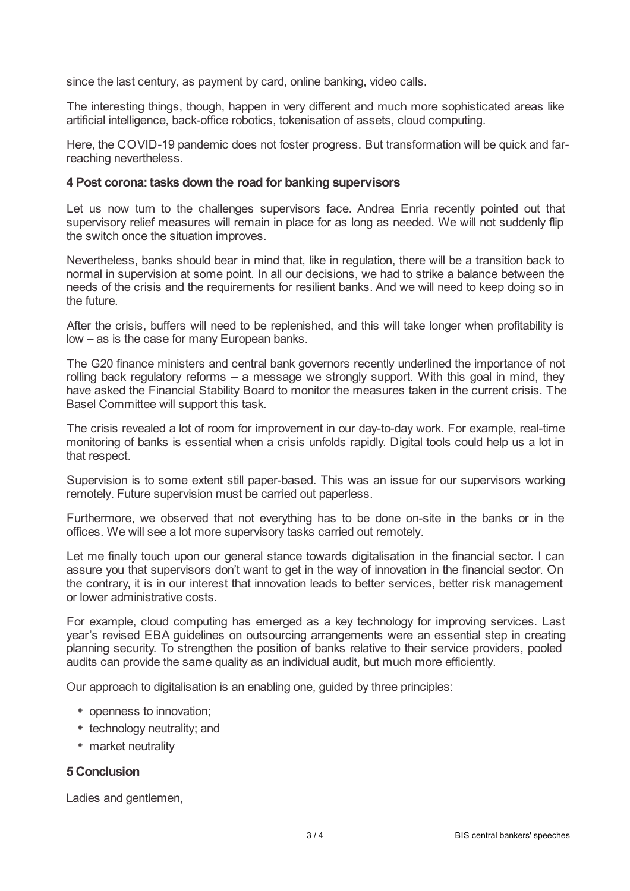since the last century, as payment by card, online banking, video calls.

The interesting things, though, happen in very different and much more sophisticated areas like artificial intelligence, back-office robotics, tokenisation of assets, cloud computing.

Here, the COVID-19 pandemic does not foster progress. But transformation will be quick and far-reaching nevertheless.

## 4 Post corona: tasks down the road for banking supervisors

Let us now turn to the challenges supervisors face. Andrea Enria recently pointed out that supervisory relief measures will remain in place for as long as needed. We will not suddenly flip the switch once the situation improves.

Nevertheless, banks should bear in mind that, like in regulation, there will be a transition back to normal in supervision at some point. In all our decisions, we had to strike a balance between the needs of the crisis and the requirements for resilient banks. And we will need to keep doing so in the future.

After the crisis, buffers will need to be replenished, and this will take longer when profitability is low – as is the case for many European banks.

The G20 finance ministers and central bank governors recently underlined the importance of not rolling back regulatory reforms – a message we strongly support. With this goal in mind, they have asked the Financial Stability Board to monitor the measures taken in the current crisis. The Basel Committee will support this task.

The crisis revealed a lot of room for improvement in our day-to-day work. For example, real-time monitoring of banks is essential when a crisis unfolds rapidly. Digital tools could help us a lot in that respect.

Supervision is to some extent still paper-based. This was an issue for our supervisors working remotely. Future supervision must be carried out paperless.

Furthermore, we observed that not everything has to be done on-site in the banks or in the offices. We will see a lot more supervisory tasks carried out remotely.

Let me finally touch upon our general stance towards digitalisation in the financial sector. I can assure you that supervisors don't want to get in the way of innovation in the financial sector. On the contrary, it is in our interest that innovation leads to better services, better risk management or lower administrative costs.

For example, cloud computing has emerged as a key technology for improving services. Last year's revised EBA guidelines on outsourcing arrangements were an essential step in creating planning security. To strengthen the position of banks relative to their service providers, pooled audits can provide the same quality as an individual audit, but much more efficiently.

Our approach to digitalisation is an enabling one, guided by three principles:

- openness to innovation;
- technology neutrality; and
- market neutrality

## 5 Conclusion

Ladies and gentlemen,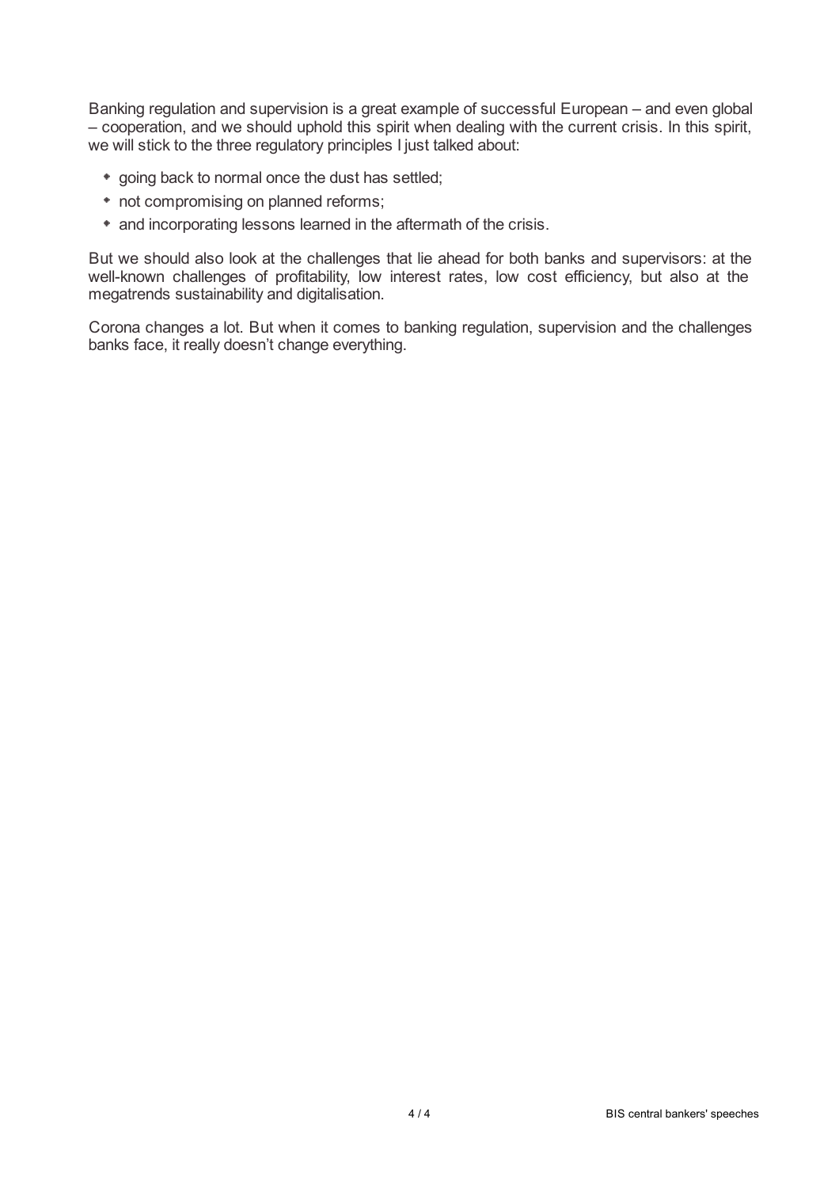Banking regulation and supervision is a great example of successful European – and even global – cooperation, and we should uphold this spirit when dealing with the current crisis. In this spirit, we will stick to the three regulatory principles I just talked about:

- going back to normal once the dust has settled;
- not compromising on planned reforms;
- and incorporating lessons learned in the aftermath of the crisis.

But we should also look at the challenges that lie ahead for both banks and supervisors: at the well-known challenges of profitability, low interest rates, low cost efficiency, but also at the megatrends sustainability and digitalisation.

Corona changes a lot. But when it comes to banking regulation, supervision and the challenges banks face, it really doesn't change everything.